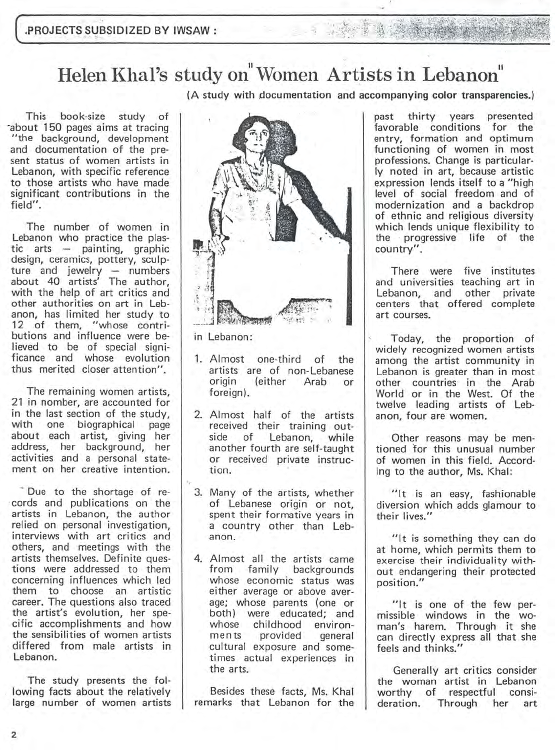.PROJECTS SUBSIDIZED BY IWSAW :

# Helen Khal's study on "Women Artists in Lebanon"

**(A study with documentation and accompanying color transparencies.)**

This book-size study of about 150 pages aims at tracing "the background, development and documentation of the present status of women artists in Lebanon, with specific reference to those artists who have made significant contributions in the field".

The number of women in Lebanon who practice the plastic arts — painting, graphic design, ceramics, pottery, sculpture and jewelry — numbers about 40 artists' The author, with the help of art critics and other authorities on art in Lebanon, has limited her study to 12 of them, "whose contributions and influence were believed to be of special significance and whose evolution thus merited closer attention".

The remaining women artists, 21 in nomber, are accounted for in the last section of the study, with one biographical page about each artist, giving her address, her background, her activities and a personal statement on her creative intention.

Due to the shortage of records and publications on the artists in Lebanon, the author relied on personal investigation, interviews with art critics and others, and meetings with the artists themselves. Definite questions were addressed to them concerning influences which led them to choose an artistic career. The questions also traced the artist's evolution, her specific accomplishments and how the sensibilities of women artists differed from male artists in Lebanon.

The study presents the following facts about the relatively large number of women artists in Lebanon:

1. Almost one-third of the artists are of non-Lebanese origin (either Arab or foreign).
2. Almost half of the artists received their training outside of Lebanon, while another fourth are self-taught or received private instruction.
3. Many of the artists, whether of Lebanese origin or not, spent their formative years in a country other than Lebanon.
4. Almost all the artists came from family backgrounds whose economic status was either average or above average; whose parents (one or both) were educated; and whose childhood environments provided general cultural exposure and sometimes actual experiences in the arts.

Besides these facts, Ms. Khal remarks that Lebanon for the past thirty years presented favorable conditions for the entry, formation and optimum functioning of women in most professions. Change is particularly noted in art, because artistic expression lends itself to a "high level of social freedom and of modernization and a backdrop of ethnic and religious diversity which lends unique flexibility to the progressive life of the country".

There were five institutes and universities teaching art in Lebanon, and other private centers that offered complete art courses.

Today, the proportion of widely recognized women artists among the artist community in Lebanon is greater than in most other countries in the Arab World or in the West. Of the twelve leading artists of Lebanon, four are women.

Other reasons may be mentioned for this unusual number of women in this field. According to the author, Ms. Khal:

"It is an easy, fashionable diversion which adds glamour to their lives."

"It is something they can do at home, which permits them to exercise their individuality without endangering their protected position."

"It is one of the few permissible windows in the woman's harem. Through it she can directly express all that she feels and thinks."

Generally art critics consider the woman artist in Lebanon worthy of respectful consideration. Through her art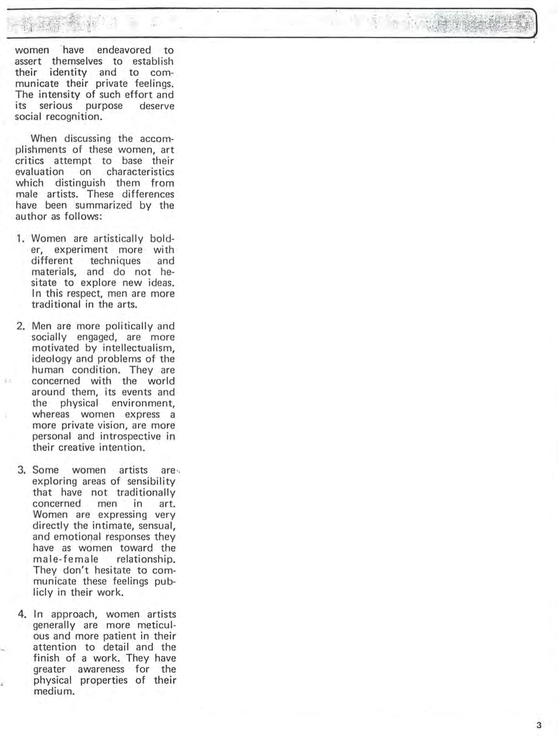women have endeavored to assert themselves to establish their identity and to communicate their private feelings. The intensity of such effort and its serious purpose deserve social recognition.

When discussing the accomplishments of these women, art critics attempt to base their evaluation on characteristics which distinguish them from male artists. These differences have been summarized by the author as follows:

1. Women are artistically bolder, experiment more with different techniques and materials, and do not hesitate to explore new ideas. In this respect, men are more traditional in the arts.

2. Men are more politically and socially engaged, are more motivated by intellectualism, ideology and problems of the human condition. They are concerned with the world around them, its events and the physical environment, whereas women express a more private vision, are more personal and introspective in their creative intention.

3. Some women artists are exploring areas of sensibility that have not traditionally concerned men in art. Women are expressing very directly the intimate, sensual, and emotional responses they have as women toward the male-female relationship. They don't hesitate to communicate these feelings publicly in their work.

4. In approach, women artists generally are more meticulous and more patient in their attention to detail and the finish of a work. They have greater awareness for the physical properties of their medium.